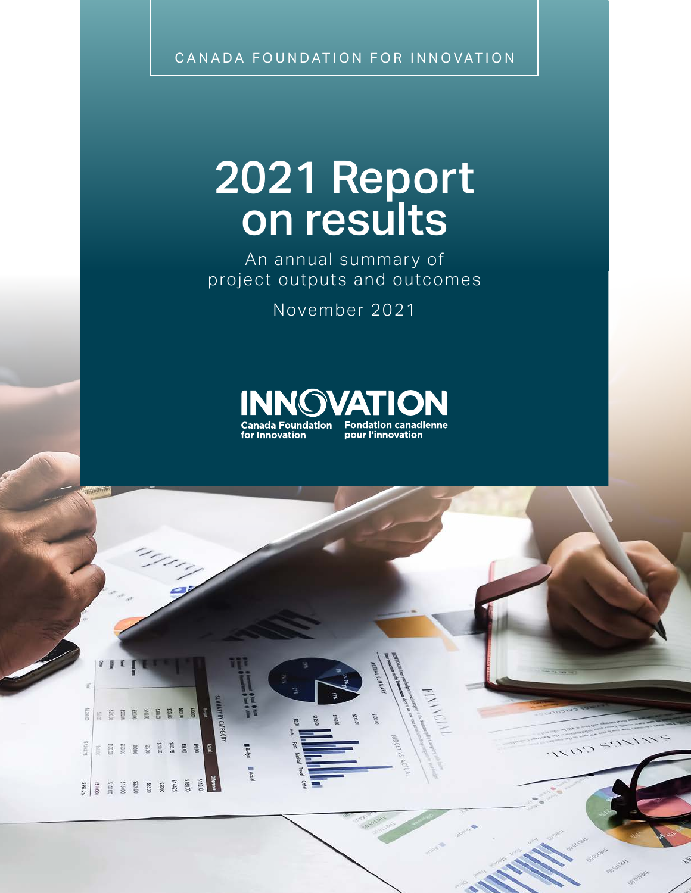CANADA FOUNDATION FOR INNOVATION

# 2021 Report on results

An annual summary of project outputs and outcomes

November 2021

INNOVATION

Canada Foundation for Innovation

Fondation canadienne pour l'innovation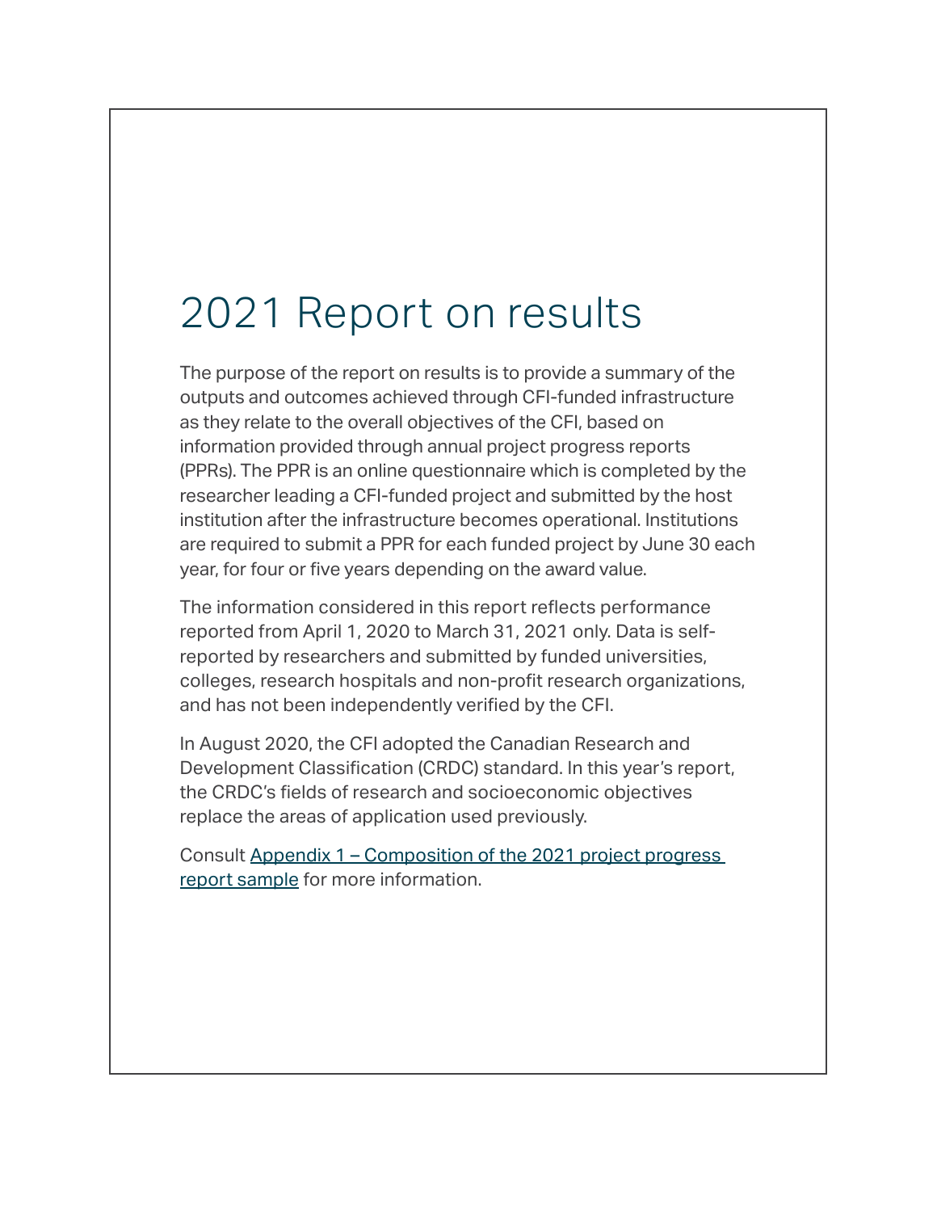# 2021 Report on results

The purpose of the report on results is to provide a summary of the outputs and outcomes achieved through CFI-funded infrastructure as they relate to the overall objectives of the CFI, based on information provided through annual project progress reports (PPRs). The PPR is an online questionnaire which is completed by the researcher leading a CFI-funded project and submitted by the host institution after the infrastructure becomes operational. Institutions are required to submit a PPR for each funded project by June 30 each year, for four or five years depending on the award value.

The information considered in this report reflects performance reported from April 1, 2020 to March 31, 2021 only. Data is self-reported by researchers and submitted by funded universities, colleges, research hospitals and non-profit research organizations, and has not been independently verified by the CFI.

In August 2020, the CFI adopted the Canadian Research and Development Classification (CRDC) standard. In this year's report, the CRDC's fields of research and socioeconomic objectives replace the areas of application used previously.

Consult Appendix 1 – Composition of the 2021 project progress report sample for more information.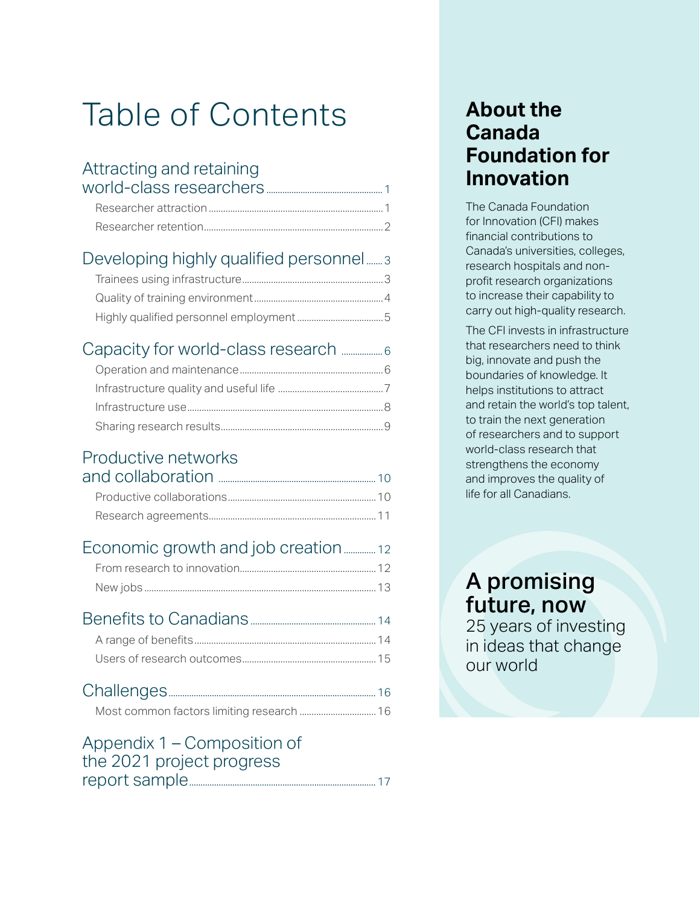# Table of Contents

## Attracting and retaining world-class researchers ... 1

- Researcher attraction ... 1
- Researcher retention ... 2

## Developing highly qualified personnel ... 3

- Trainees using infrastructure ... 3
- Quality of training environment ... 4
- Highly qualified personnel employment ... 5

## Capacity for world-class research ... 6

- Operation and maintenance ... 6
- Infrastructure quality and useful life ... 7
- Infrastructure use ... 8
- Sharing research results ... 9

## Productive networks and collaboration ... 10

- Productive collaborations ... 10
- Research agreements ... 11

## Economic growth and job creation ... 12

- From research to innovation ... 12
- New jobs ... 13

## Benefits to Canadians ... 14

- A range of benefits ... 14
- Users of research outcomes ... 15

## Challenges ... 16

- Most common factors limiting research ... 16

## Appendix 1 – Composition of the 2021 project progress report sample ... 17

## About the Canada Foundation for Innovation

The Canada Foundation for Innovation (CFI) makes financial contributions to Canada's universities, colleges, research hospitals and non-profit research organizations to increase their capability to carry out high-quality research.

The CFI invests in infrastructure that researchers need to think big, innovate and push the boundaries of knowledge. It helps institutions to attract and retain the world's top talent, to train the next generation of researchers and to support world-class research that strengthens the economy and improves the quality of life for all Canadians.

**A promising future, now**

25 years of investing in ideas that change our world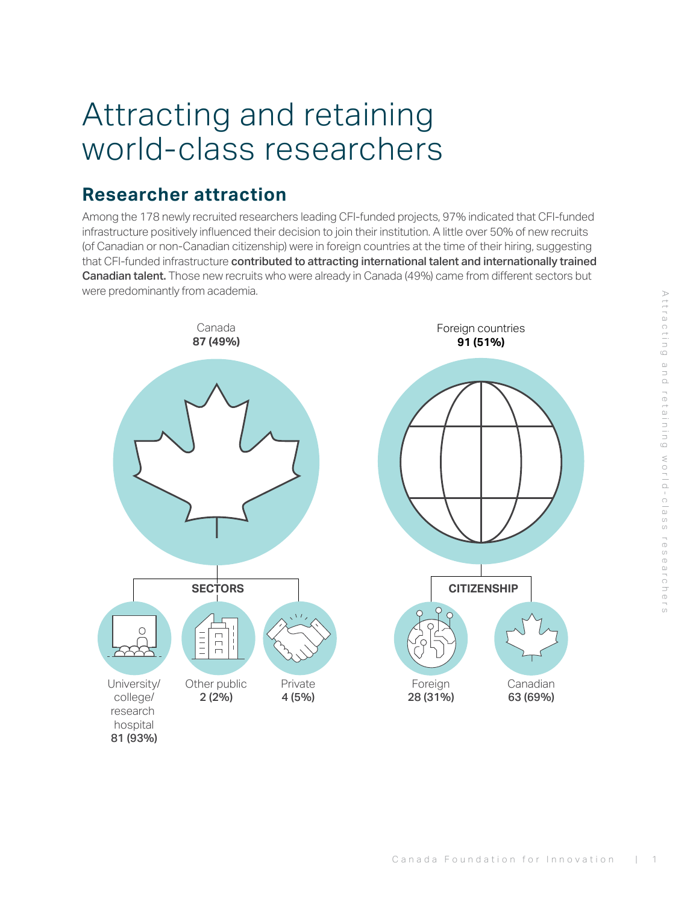# Attracting and retaining world-class researchers

## Researcher attraction

Among the 178 newly recruited researchers leading CFI-funded projects, 97% indicated that CFI-funded infrastructure positively influenced their decision to join their institution. A little over 50% of new recruits (of Canadian or non-Canadian citizenship) were in foreign countries at the time of their hiring, suggesting that CFI-funded infrastructure **contributed to attracting international talent and internationally trained Canadian talent.** Those new recruits who were already in Canada (49%) came from different sectors but were predominantly from academia.

Canada
**87 (49%)**

**SECTORS**

University/ college/ research hospital
**81 (93%)**

Other public
**2 (2%)**

Private
**4 (5%)**

Foreign countries
**91 (51%)**

**CITIZENSHIP**

Foreign
**28 (31%)**

Canadian
**63 (69%)**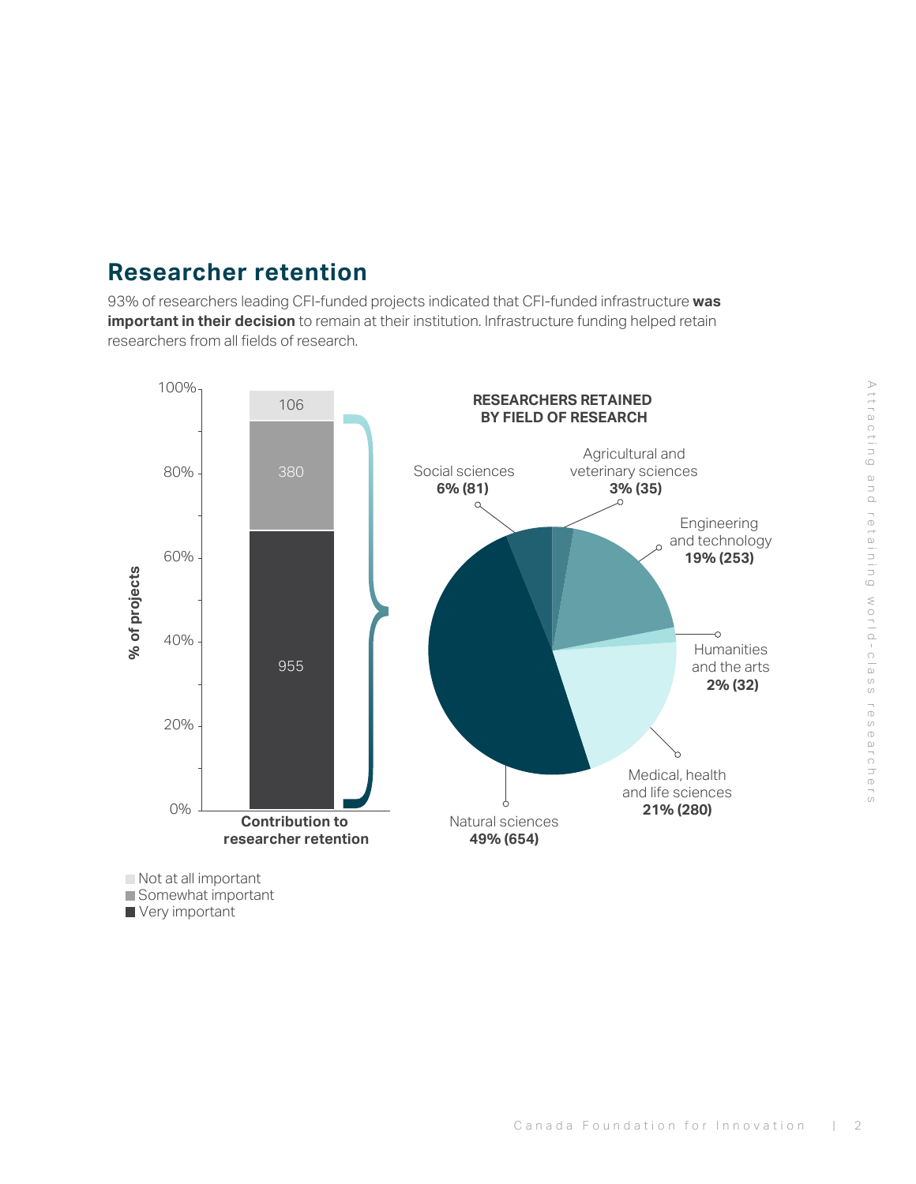## Researcher retention

93% of researchers leading CFI-funded projects indicated that CFI-funded infrastructure **was important in their decision** to remain at their institution. Infrastructure funding helped retain researchers from all fields of research.

**Contribution to researcher retention** (% of projects)

| Response | Number of projects |
|---|---|
| Not at all important | 106 |
| Somewhat important | 380 |
| Very important | 955 |

**RESEARCHERS RETAINED BY FIELD OF RESEARCH**

| Field of research | % (number) |
|---|---|
| Natural sciences | 49% (654) |
| Medical, health and life sciences | 21% (280) |
| Engineering and technology | 19% (253) |
| Social sciences | 6% (81) |
| Agricultural and veterinary sciences | 3% (35) |
| Humanities and the arts | 2% (32) |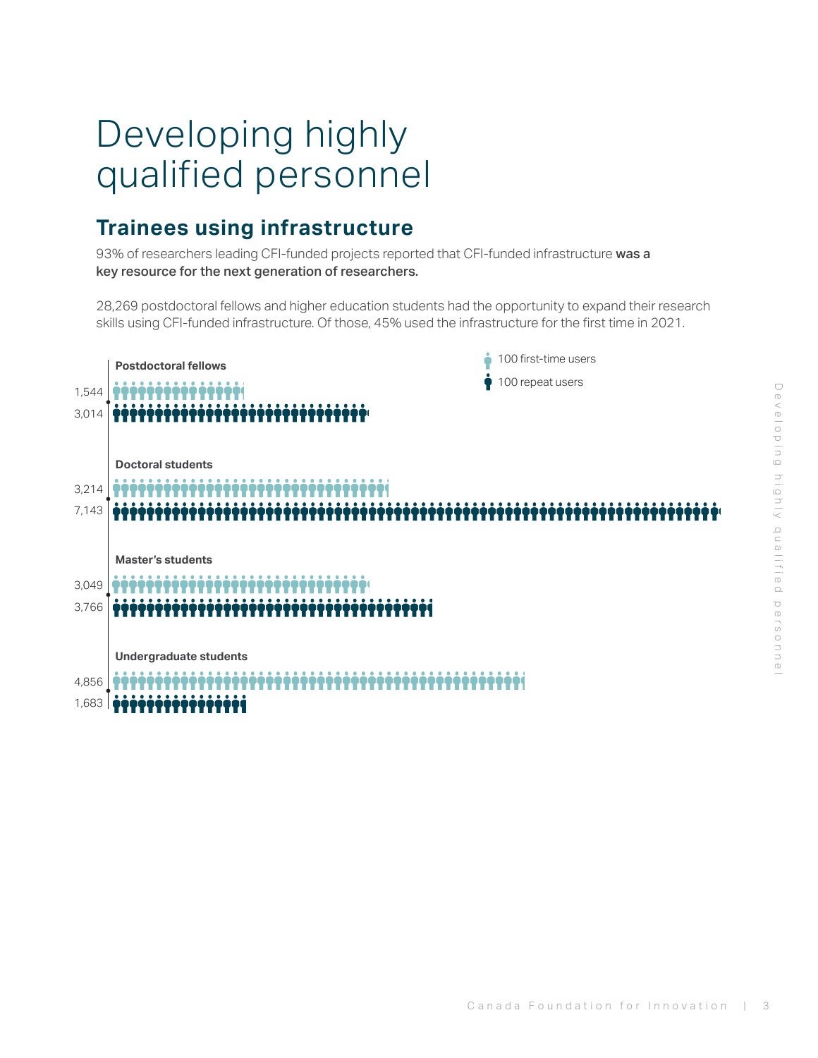# Developing highly qualified personnel

## Trainees using infrastructure

93% of researchers leading CFI-funded projects reported that CFI-funded infrastructure **was a key resource for the next generation of researchers.**

28,269 postdoctoral fellows and higher education students had the opportunity to expand their research skills using CFI-funded infrastructure. Of those, 45% used the infrastructure for the first time in 2021.

| | First-time users | Repeat users |
|---|---|---|
| Postdoctoral fellows | 1,544 | 3,014 |
| Doctoral students | 3,214 | 7,143 |
| Master's students | 3,049 | 3,766 |
| Undergraduate students | 4,856 | 1,683 |

Legend: 100 first-time users; 100 repeat users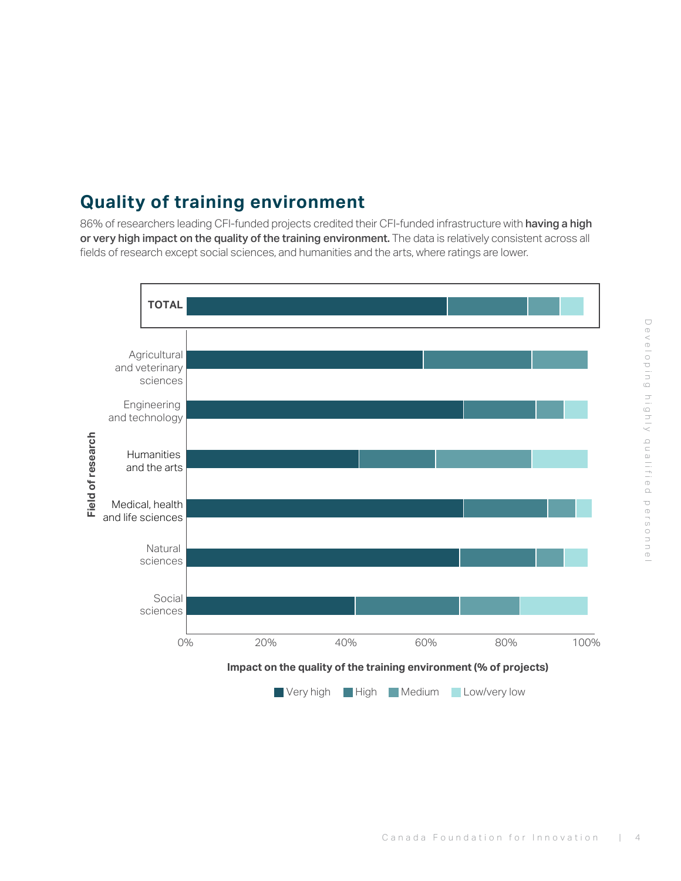## Quality of training environment

86% of researchers leading CFI-funded projects credited their CFI-funded infrastructure with **having a high or very high impact on the quality of the training environment.** The data is relatively consistent across all fields of research except social sciences, and humanities and the arts, where ratings are lower.

Field of research: TOTAL; Agricultural and veterinary sciences; Engineering and technology; Humanities and the arts; Medical, health and life sciences; Natural sciences; Social sciences

Impact on the quality of the training environment (% of projects)

Very high | High | Medium | Low/very low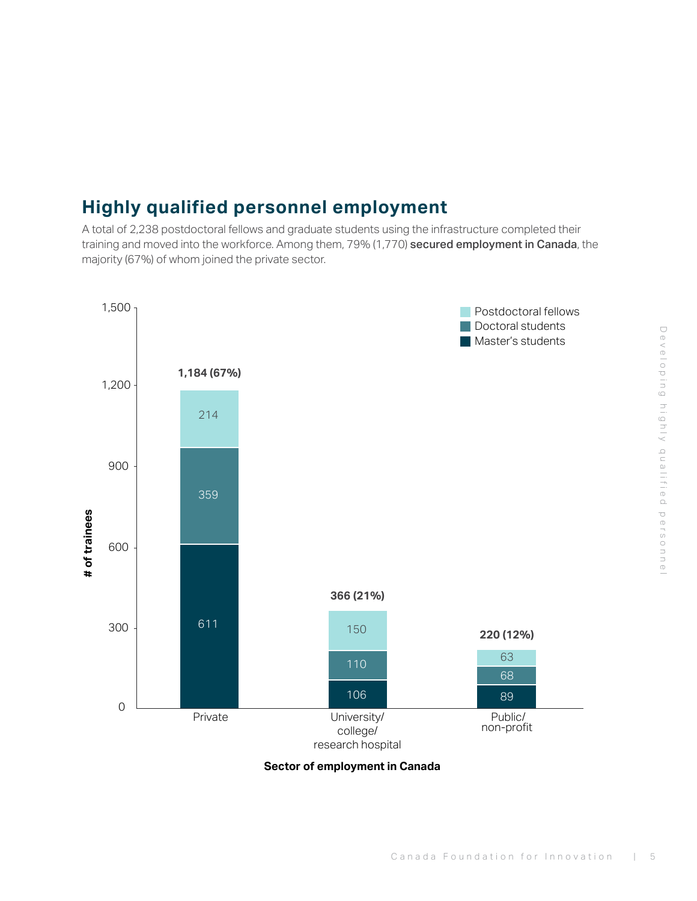## Highly qualified personnel employment

A total of 2,238 postdoctoral fellows and graduate students using the infrastructure completed their training and moved into the workforce. Among them, 79% (1,770) **secured employment in Canada**, the majority (67%) of whom joined the private sector.

| Sector of employment in Canada | Master's students | Doctoral students | Postdoctoral fellows | Total |
|---|---|---|---|---|
| Private | 611 | 359 | 214 | 1,184 (67%) |
| University/college/research hospital | 106 | 110 | 150 | 366 (21%) |
| Public/non-profit | 89 | 68 | 63 | 220 (12%) |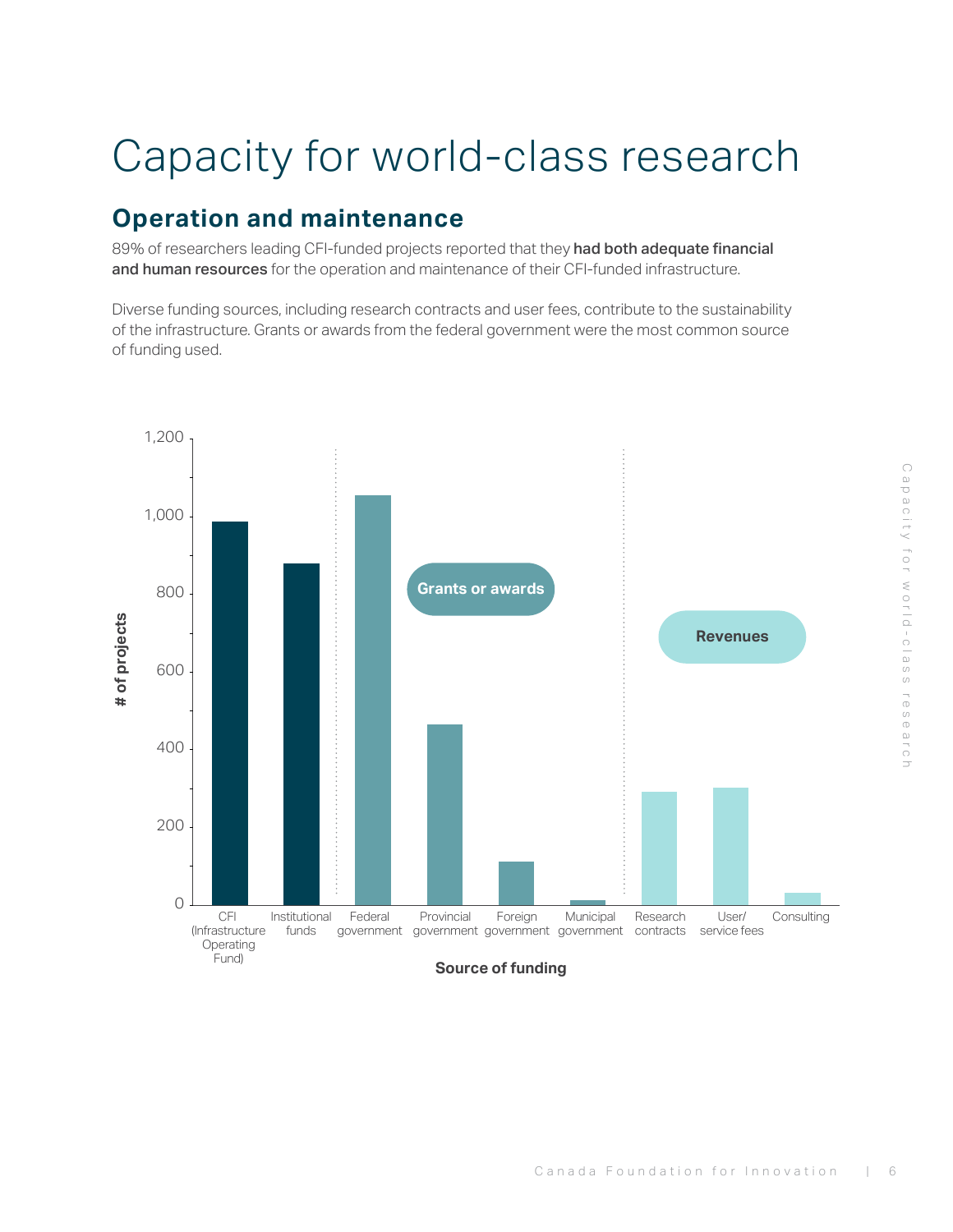# Capacity for world-class research

## Operation and maintenance

89% of researchers leading CFI-funded projects reported that they **had both adequate financial and human resources** for the operation and maintenance of their CFI-funded infrastructure.

Diverse funding sources, including research contracts and user fees, contribute to the sustainability of the infrastructure. Grants or awards from the federal government were the most common source of funding used.

# of projects

Grants or awards

Revenues

CFI (Infrastructure Operating Fund) | Institutional funds | Federal government | Provincial government | Foreign government | Municipal government | Research contracts | User/service fees | Consulting

Source of funding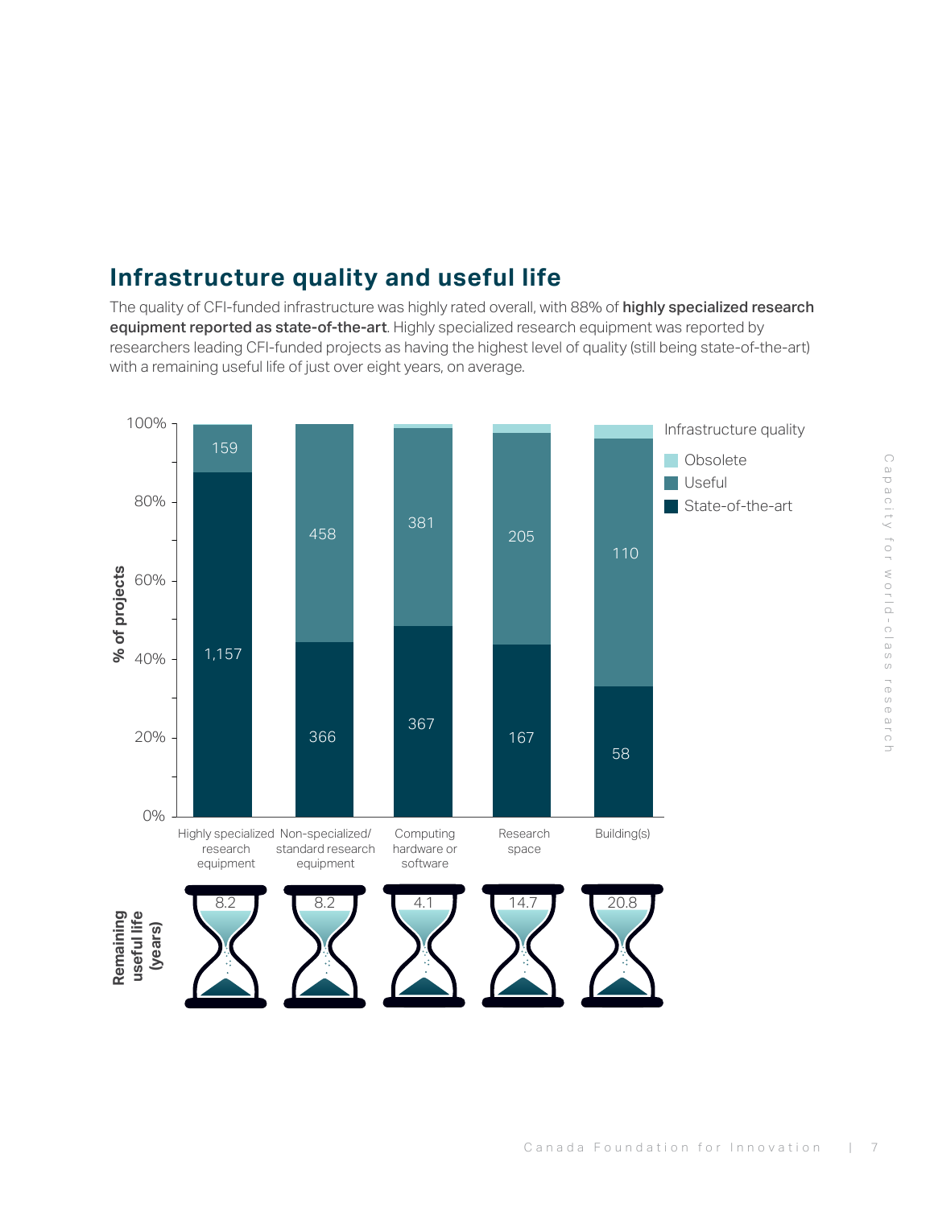## Infrastructure quality and useful life

The quality of CFI-funded infrastructure was highly rated overall, with 88% of **highly specialized research equipment reported as state-of-the-art**. Highly specialized research equipment was reported by researchers leading CFI-funded projects as having the highest level of quality (still being state-of-the-art) with a remaining useful life of just over eight years, on average.

| Infrastructure quality (% of projects) | Highly specialized research equipment | Non-specialized/ standard research equipment | Computing hardware or software | Research space | Building(s) |
|---|---|---|---|---|---|
| Obsolete | | | | | |
| Useful | 159 | 458 | 381 | 205 | 110 |
| State-of-the-art | 1,157 | 366 | 367 | 167 | 58 |
| Remaining useful life (years) | 8.2 | 8.2 | 4.1 | 14.7 | 20.8 |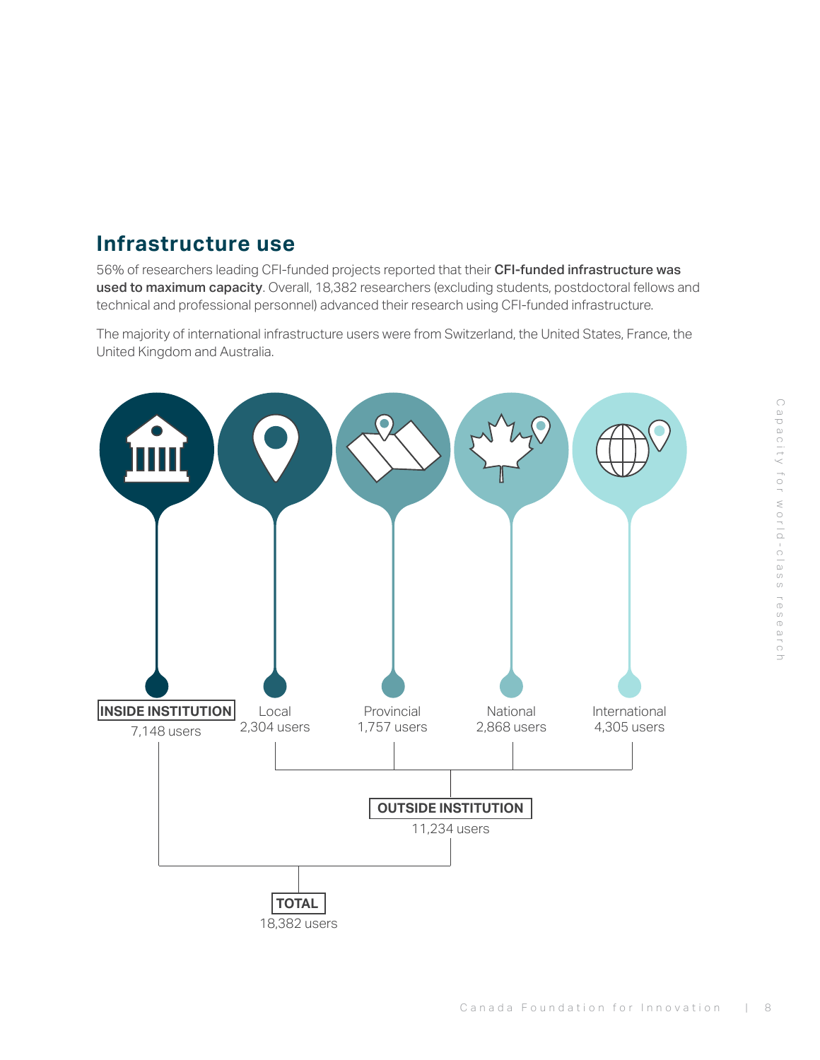## Infrastructure use

56% of researchers leading CFI-funded projects reported that their **CFI-funded infrastructure was used to maximum capacity**. Overall, 18,382 researchers (excluding students, postdoctoral fellows and technical and professional personnel) advanced their research using CFI-funded infrastructure.

The majority of international infrastructure users were from Switzerland, the United States, France, the United Kingdom and Australia.

**INSIDE INSTITUTION**
7,148 users

Local
2,304 users

Provincial
1,757 users

National
2,868 users

International
4,305 users

**OUTSIDE INSTITUTION**
11,234 users

**TOTAL**
18,382 users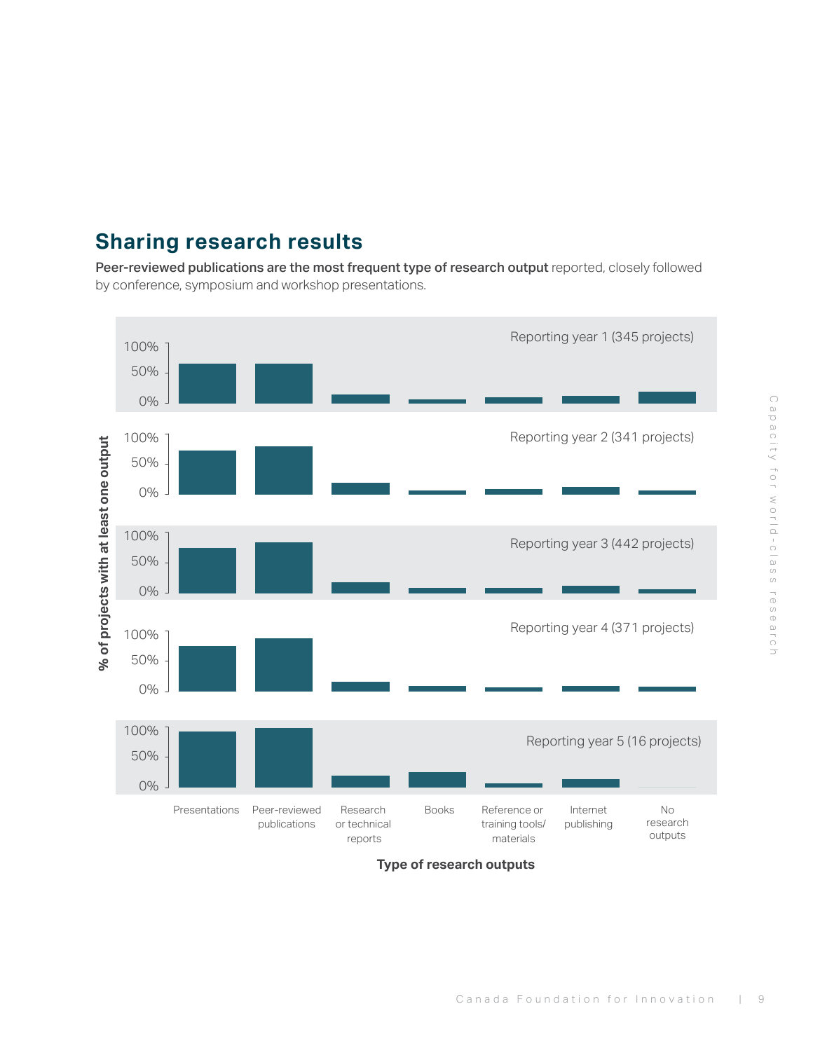## Sharing research results

**Peer-reviewed publications are the most frequent type of research output** reported, closely followed by conference, symposium and workshop presentations.

Reporting year 1 (345 projects)

Reporting year 2 (341 projects)

Reporting year 3 (442 projects)

Reporting year 4 (371 projects)

Reporting year 5 (16 projects)

% of projects with at least one output

100%
50%
0%

Presentations | Peer-reviewed publications | Research or technical reports | Books | Reference or training tools/ materials | Internet publishing | No research outputs

**Type of research outputs**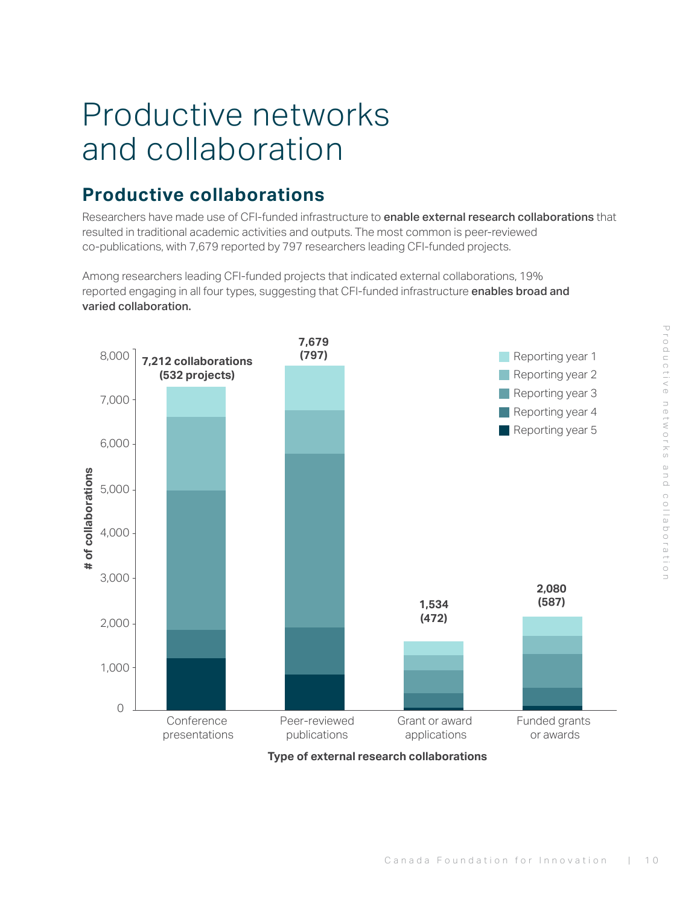# Productive networks and collaboration

## Productive collaborations

Researchers have made use of CFI-funded infrastructure to **enable external research collaborations** that resulted in traditional academic activities and outputs. The most common is peer-reviewed co-publications, with 7,679 reported by 797 researchers leading CFI-funded projects.

Among researchers leading CFI-funded projects that indicated external collaborations, 19% reported engaging in all four types, suggesting that CFI-funded infrastructure **enables broad and varied collaboration.**

| Type of external research collaborations | # of collaborations (projects) |
|---|---|
| Conference presentations | 7,212 collaborations (532 projects) |
| Peer-reviewed publications | 7,679 (797) |
| Grant or award applications | 1,534 (472) |
| Funded grants or awards | 2,080 (587) |

Legend: Reporting year 1, Reporting year 2, Reporting year 3, Reporting year 4, Reporting year 5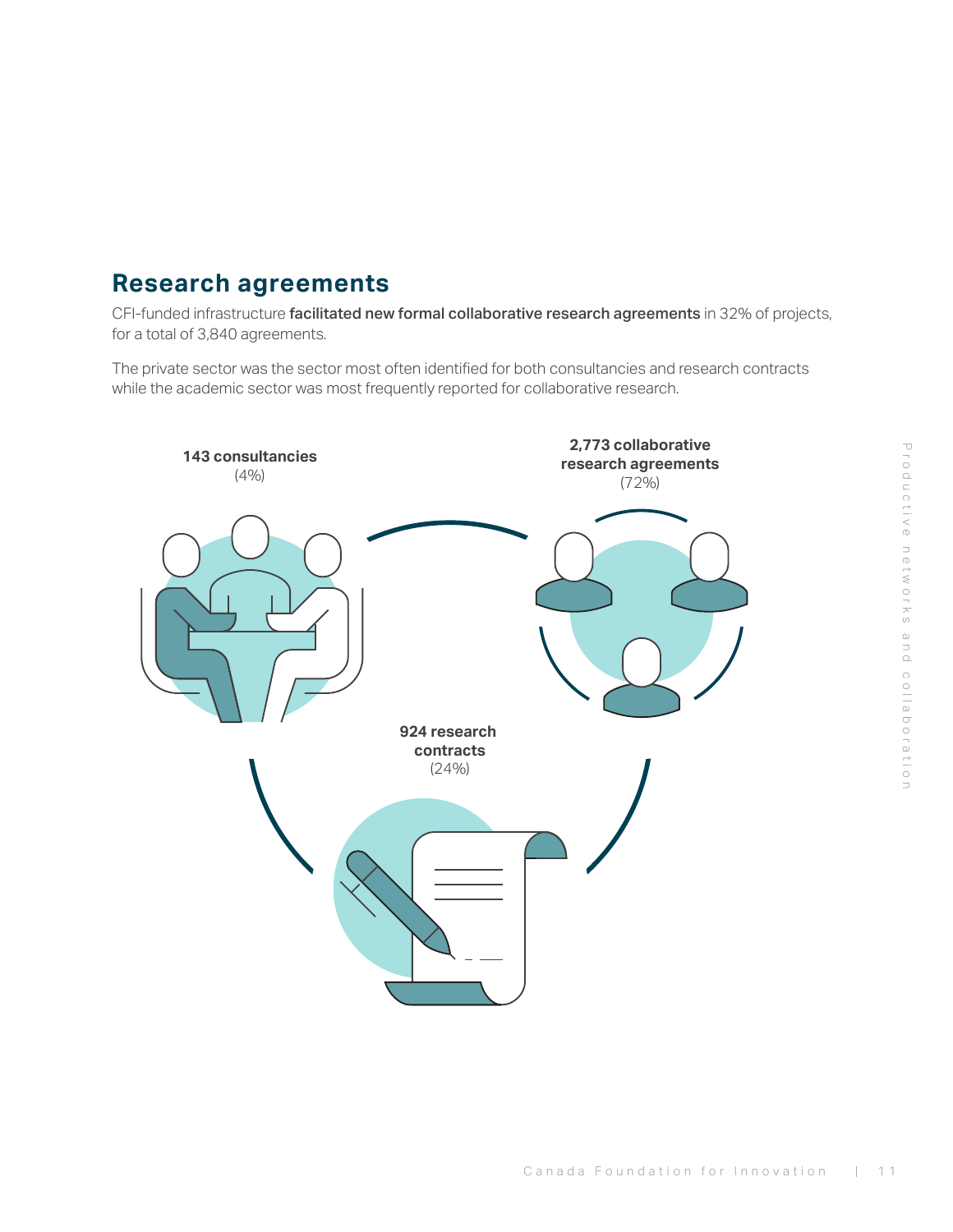## Research agreements

CFI-funded infrastructure **facilitated new formal collaborative research agreements** in 32% of projects, for a total of 3,840 agreements.

The private sector was the sector most often identified for both consultancies and research contracts while the academic sector was most frequently reported for collaborative research.

**143 consultancies**
(4%)

**2,773 collaborative research agreements**
(72%)

**924 research contracts**
(24%)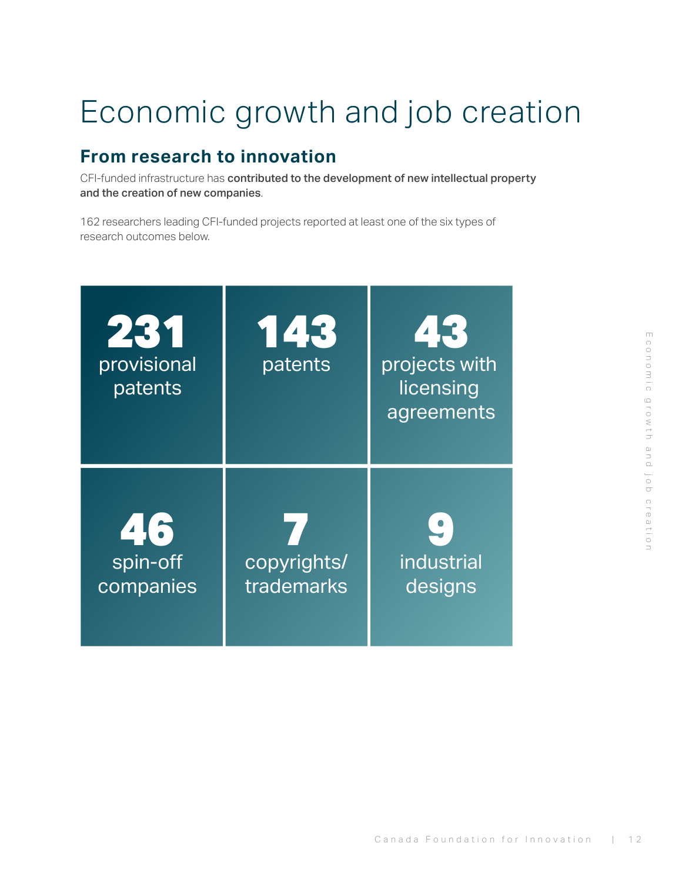# Economic growth and job creation

## From research to innovation

CFI-funded infrastructure has **contributed to the development of new intellectual property and the creation of new companies**.

162 researchers leading CFI-funded projects reported at least one of the six types of research outcomes below.

**231** provisional patents

**143** patents

**43** projects with licensing agreements

**46** spin-off companies

**7** copyrights/ trademarks

**9** industrial designs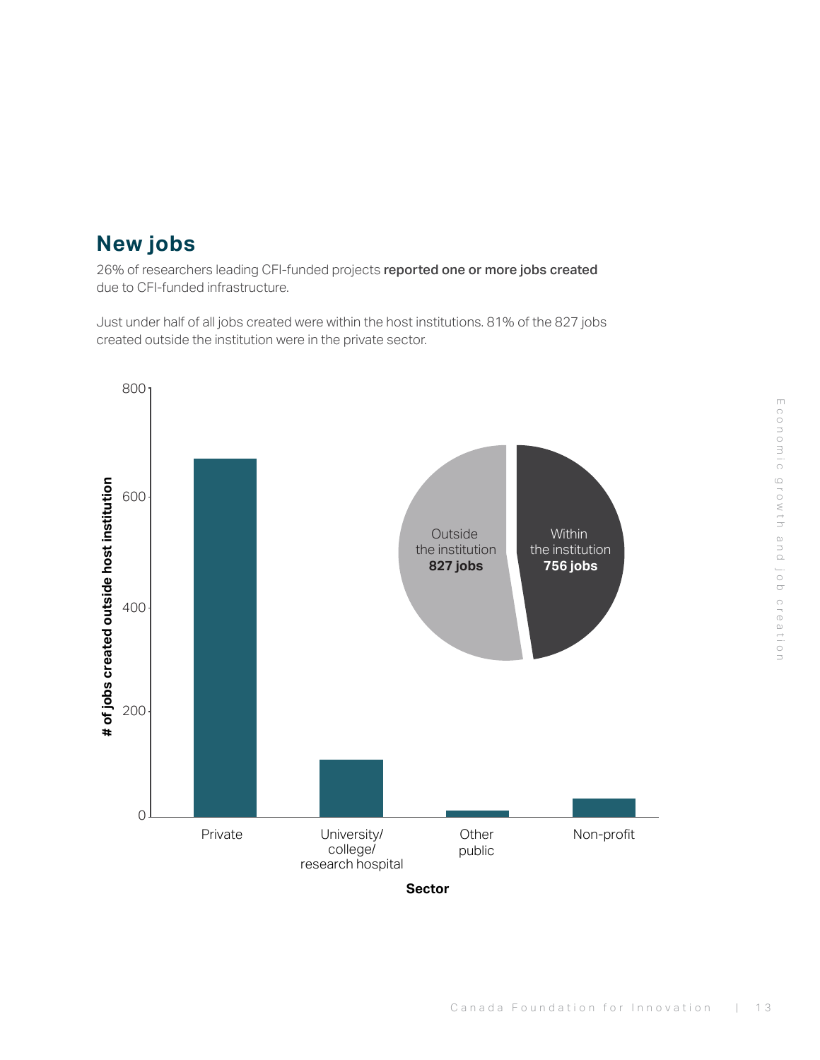## New jobs

26% of researchers leading CFI-funded projects **reported one or more jobs created** due to CFI-funded infrastructure.

Just under half of all jobs created were within the host institutions. 81% of the 827 jobs created outside the institution were in the private sector.

Outside the institution **827 jobs**

Within the institution **756 jobs**

# of jobs created outside host institution

Private | University/college/research hospital | Other public | Non-profit

**Sector**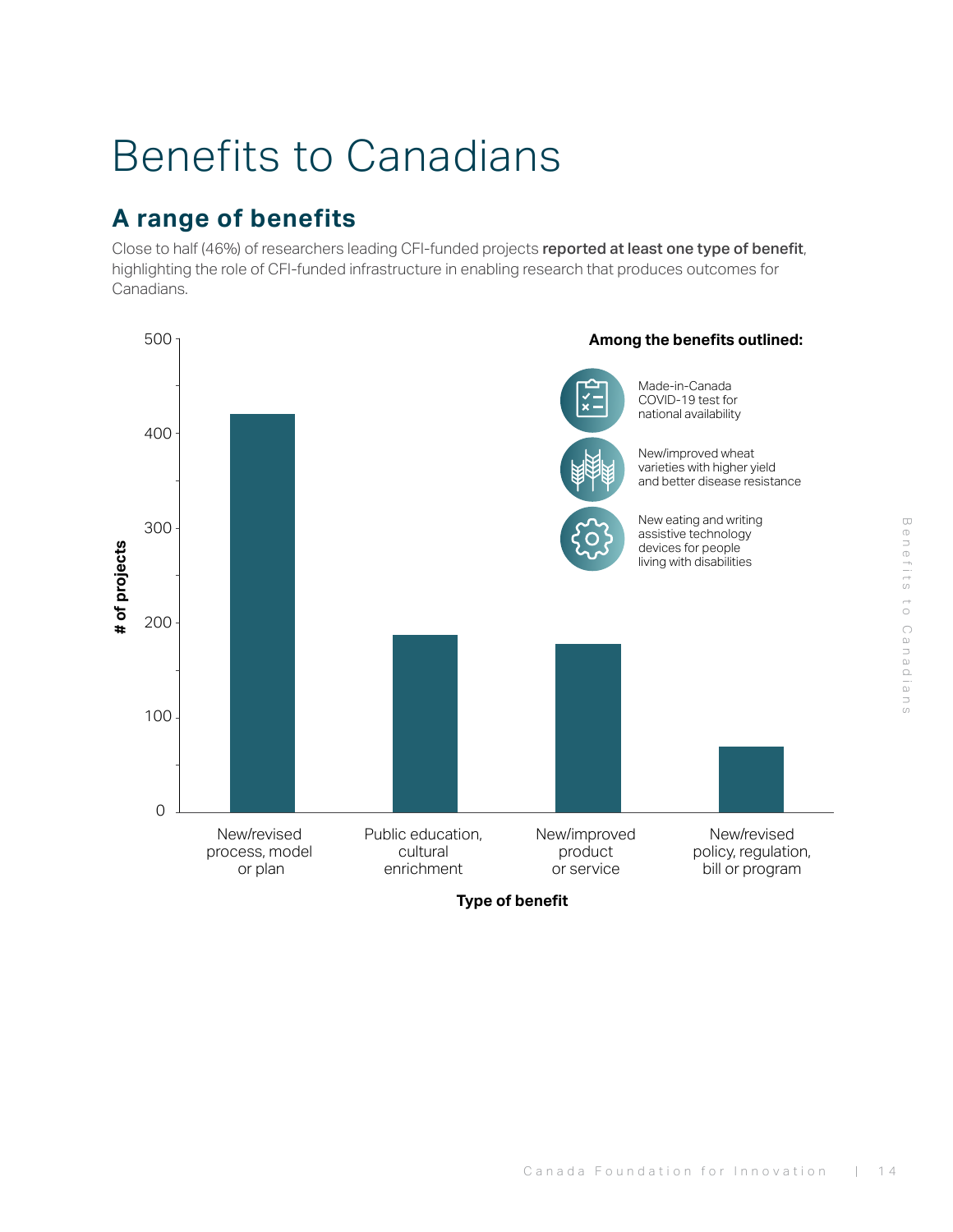# Benefits to Canadians

## A range of benefits

Close to half (46%) of researchers leading CFI-funded projects **reported at least one type of benefit**, highlighting the role of CFI-funded infrastructure in enabling research that produces outcomes for Canadians.

**Among the benefits outlined:**

- Made-in-Canada COVID-19 test for national availability
- New/improved wheat varieties with higher yield and better disease resistance
- New eating and writing assistive technology devices for people living with disabilities

| Type of benefit | # of projects (approx.) |
|---|---|
| New/revised process, model or plan | ~420 |
| Public education, cultural enrichment | ~187 |
| New/improved product or service | ~177 |
| New/revised policy, regulation, bill or program | ~69 |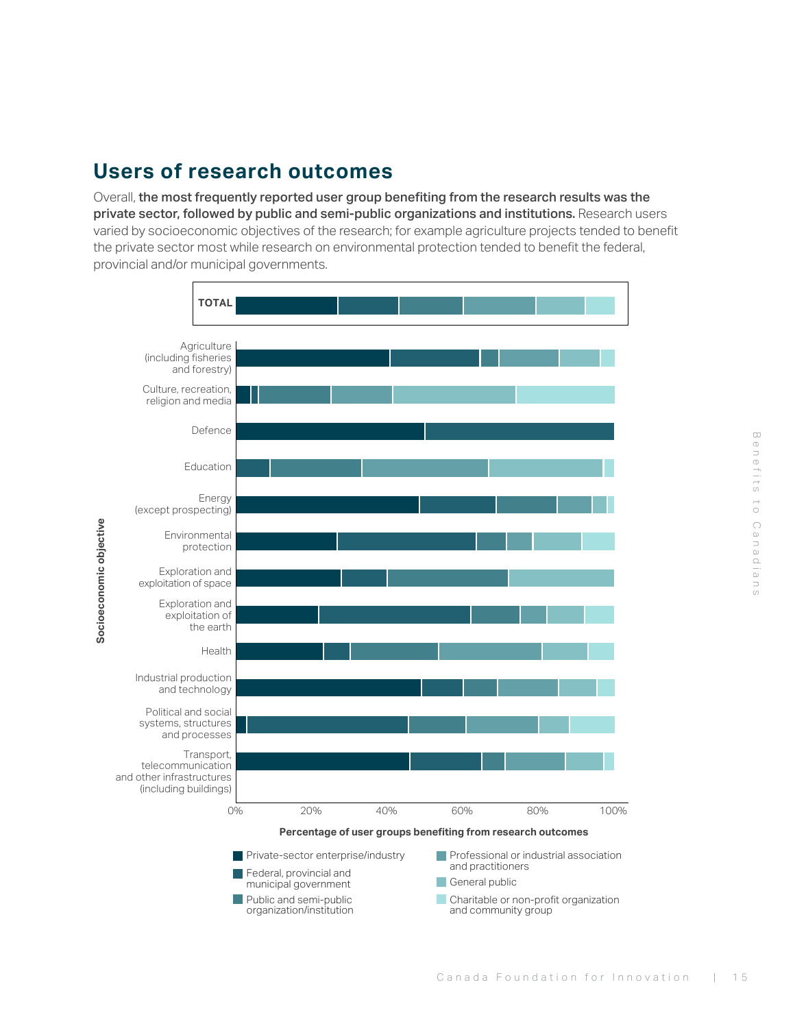## Users of research outcomes

Overall, **the most frequently reported user group benefiting from the research results was the private sector, followed by public and semi-public organizations and institutions.** Research users varied by socioeconomic objectives of the research; for example agriculture projects tended to benefit the private sector most while research on environmental protection tended to benefit the federal, provincial and/or municipal governments.

TOTAL

Agriculture (including fisheries and forestry)

Culture, recreation, religion and media

Defence

Education

Energy (except prospecting)

Environmental protection

Exploration and exploitation of space

Exploration and exploitation of the earth

Health

Industrial production and technology

Political and social systems, structures and processes

Transport, telecommunication and other infrastructures (including buildings)

Socioeconomic objective

0% 20% 40% 60% 80% 100%

Percentage of user groups benefiting from research outcomes

- Private-sector enterprise/industry
- Federal, provincial and municipal government
- Public and semi-public organization/institution
- Professional or industrial association and practitioners
- General public
- Charitable or non-profit organization and community group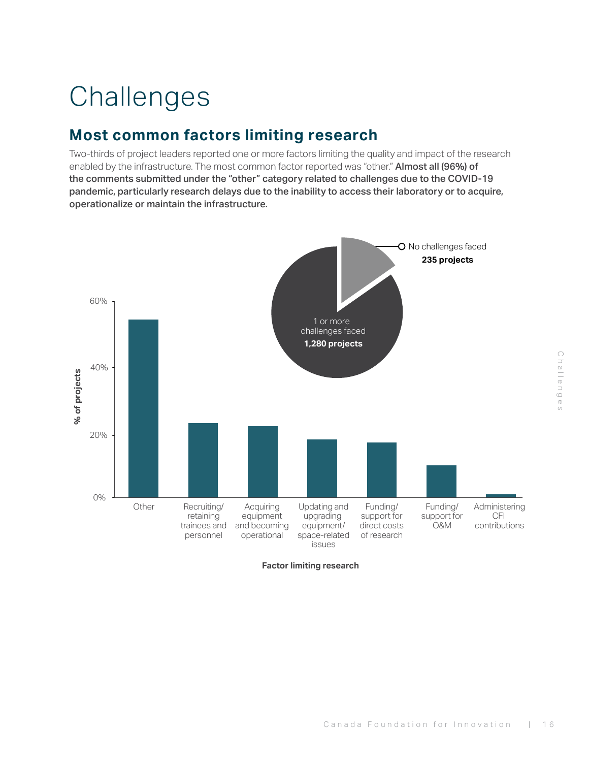# Challenges

## Most common factors limiting research

Two-thirds of project leaders reported one or more factors limiting the quality and impact of the research enabled by the infrastructure. The most common factor reported was "other." **Almost all (96%) of the comments submitted under the "other" category related to challenges due to the COVID-19 pandemic, particularly research delays due to the inability to access their laboratory or to acquire, operationalize or maintain the infrastructure.**

No challenges faced
**235 projects**

1 or more challenges faced
**1,280 projects**

% of projects

60%
40%
20%
0%

Other
Recruiting/retaining trainees and personnel
Acquiring equipment and becoming operational
Updating and upgrading equipment/space-related issues
Funding/support for direct costs of research
Funding/support for O&M
Administering CFI contributions

**Factor limiting research**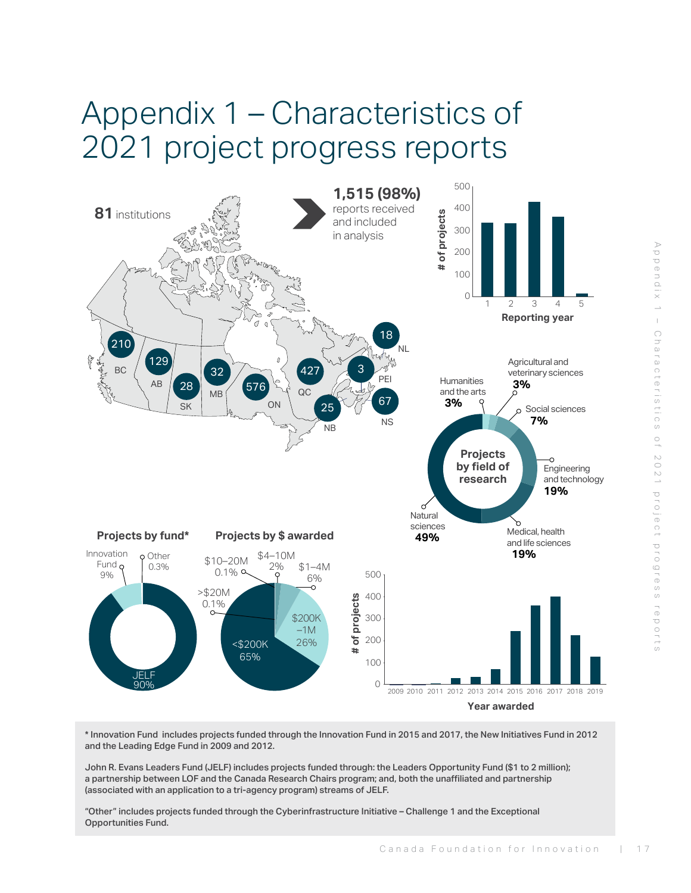# Appendix 1 – Characteristics of 2021 project progress reports

**81** institutions

**1,515 (98%)** reports received and included in analysis

210 BC
129 AB
28 SK
32 MB
576 ON
427 QC
25 NB
3 PEI
67 NS
18 NL

# of projects
500
400
300
200
100
0
1 2 3 4 5
**Reporting year**

**Projects by field of research**

Agricultural and veterinary sciences **3%**
Humanities and the arts **3%**
Social sciences **7%**
Engineering and technology **19%**
Medical, health and life sciences **19%**
Natural sciences **49%**

**Projects by fund***

Innovation Fund 9%
Other 0.3%
JELF 90%

**Projects by $ awarded**

$10–20M 0.1%
$4–10M 2%
$1–4M 6%
>$20M 0.1%
$200K–1M 26%
<$200K 65%

# of projects
500
400
300
200
100
0
2009 2010 2011 2012 2013 2014 2015 2016 2017 2018 2019
**Year awarded**

* Innovation Fund includes projects funded through the Innovation Fund in 2015 and 2017, the New Initiatives Fund in 2012 and the Leading Edge Fund in 2009 and 2012.

John R. Evans Leaders Fund (JELF) includes projects funded through: the Leaders Opportunity Fund ($1 to 2 million); a partnership between LOF and the Canada Research Chairs program; and, both the unaffiliated and partnership (associated with an application to a tri-agency program) streams of JELF.

"Other" includes projects funded through the Cyberinfrastructure Initiative – Challenge 1 and the Exceptional Opportunities Fund.